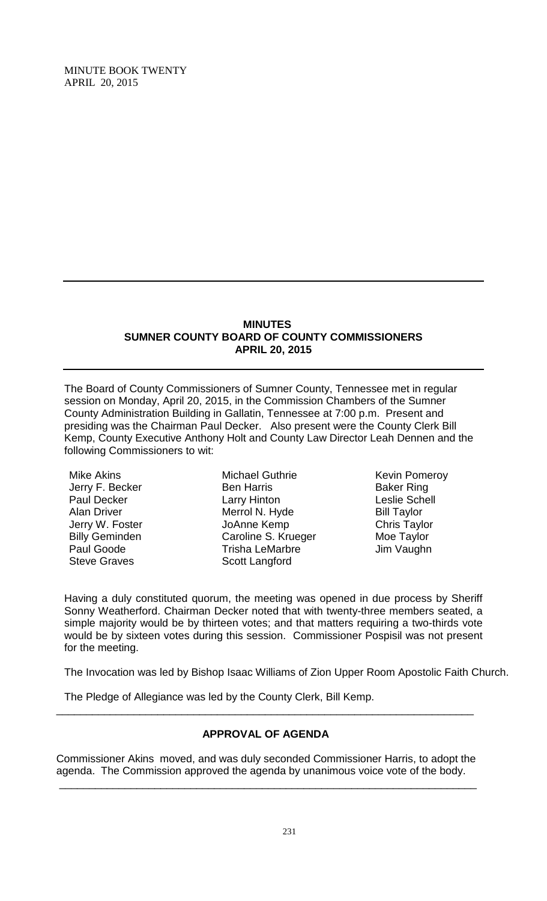MINUTE BOOK TWENTY
APRIL 20, 2015

---

**MINUTES**
**SUMNER COUNTY BOARD OF COUNTY COMMISSIONERS**
**APRIL 20, 2015**

---

The Board of County Commissioners of Sumner County, Tennessee met in regular session on Monday, April 20, 2015, in the Commission Chambers of the Sumner County Administration Building in Gallatin, Tennessee at 7:00 p.m. Present and presiding was the Chairman Paul Decker. Also present were the County Clerk Bill Kemp, County Executive Anthony Holt and County Law Director Leah Dennen and the following Commissioners to wit:

Mike Akins
Jerry F. Becker
Paul Decker
Alan Driver
Jerry W. Foster
Billy Geminden
Paul Goode
Steve Graves
Michael Guthrie
Ben Harris
Larry Hinton
Merrol N. Hyde
JoAnne Kemp
Caroline S. Krueger
Trisha LeMarbre
Scott Langford
Kevin Pomeroy
Baker Ring
Leslie Schell
Bill Taylor
Chris Taylor
Moe Taylor
Jim Vaughn

Having a duly constituted quorum, the meeting was opened in due process by Sheriff Sonny Weatherford. Chairman Decker noted that with twenty-three members seated, a simple majority would be by thirteen votes; and that matters requiring a two-thirds vote would be by sixteen votes during this session. Commissioner Pospisil was not present for the meeting.

The Invocation was led by Bishop Isaac Williams of Zion Upper Room Apostolic Faith Church.

The Pledge of Allegiance was led by the County Clerk, Bill Kemp.

---

**APPROVAL OF AGENDA**

Commissioner Akins moved, and was duly seconded Commissioner Harris, to adopt the agenda. The Commission approved the agenda by unanimous voice vote of the body.

---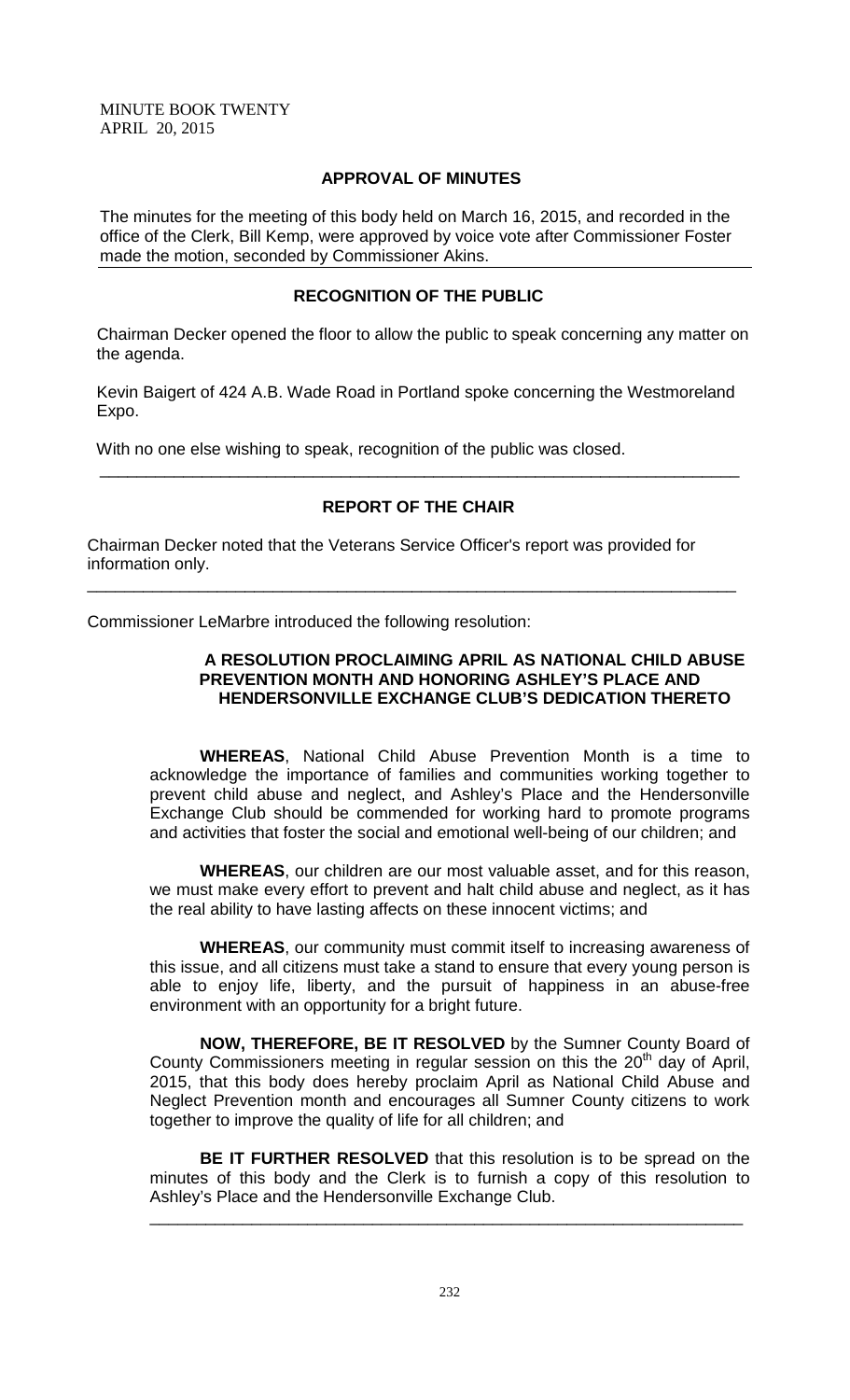MINUTE BOOK TWENTY
APRIL 20, 2015

## APPROVAL OF MINUTES

The minutes for the meeting of this body held on March 16, 2015, and recorded in the office of the Clerk, Bill Kemp, were approved by voice vote after Commissioner Foster made the motion, seconded by Commissioner Akins.

## RECOGNITION OF THE PUBLIC

Chairman Decker opened the floor to allow the public to speak concerning any matter on the agenda.

Kevin Baigert of 424 A.B. Wade Road in Portland spoke concerning the Westmoreland Expo.

With no one else wishing to speak, recognition of the public was closed.

---

## REPORT OF THE CHAIR

Chairman Decker noted that the Veterans Service Officer's report was provided for information only.

---

Commissioner LeMarbre introduced the following resolution:

### A RESOLUTION PROCLAIMING APRIL AS NATIONAL CHILD ABUSE PREVENTION MONTH AND HONORING ASHLEY'S PLACE AND HENDERSONVILLE EXCHANGE CLUB'S DEDICATION THERETO

**WHEREAS**, National Child Abuse Prevention Month is a time to acknowledge the importance of families and communities working together to prevent child abuse and neglect, and Ashley's Place and the Hendersonville Exchange Club should be commended for working hard to promote programs and activities that foster the social and emotional well-being of our children; and

**WHEREAS**, our children are our most valuable asset, and for this reason, we must make every effort to prevent and halt child abuse and neglect, as it has the real ability to have lasting affects on these innocent victims; and

**WHEREAS**, our community must commit itself to increasing awareness of this issue, and all citizens must take a stand to ensure that every young person is able to enjoy life, liberty, and the pursuit of happiness in an abuse-free environment with an opportunity for a bright future.

**NOW, THEREFORE, BE IT RESOLVED** by the Sumner County Board of County Commissioners meeting in regular session on this the 20th day of April, 2015, that this body does hereby proclaim April as National Child Abuse and Neglect Prevention month and encourages all Sumner County citizens to work together to improve the quality of life for all children; and

**BE IT FURTHER RESOLVED** that this resolution is to be spread on the minutes of this body and the Clerk is to furnish a copy of this resolution to Ashley's Place and the Hendersonville Exchange Club.

---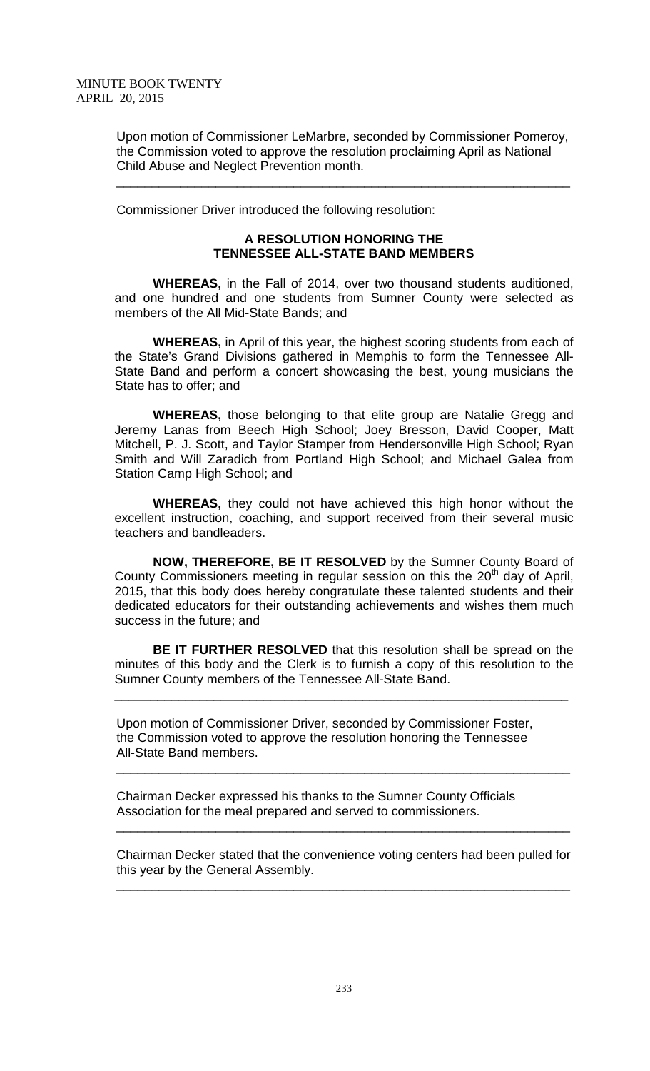Upon motion of Commissioner LeMarbre, seconded by Commissioner Pomeroy, the Commission voted to approve the resolution proclaiming April as National Child Abuse and Neglect Prevention month.

---

Commissioner Driver introduced the following resolution:

**A RESOLUTION HONORING THE TENNESSEE ALL-STATE BAND MEMBERS**

**WHEREAS,** in the Fall of 2014, over two thousand students auditioned, and one hundred and one students from Sumner County were selected as members of the All Mid-State Bands; and

**WHEREAS,** in April of this year, the highest scoring students from each of the State's Grand Divisions gathered in Memphis to form the Tennessee All-State Band and perform a concert showcasing the best, young musicians the State has to offer; and

**WHEREAS,** those belonging to that elite group are Natalie Gregg and Jeremy Lanas from Beech High School; Joey Bresson, David Cooper, Matt Mitchell, P. J. Scott, and Taylor Stamper from Hendersonville High School; Ryan Smith and Will Zaradich from Portland High School; and Michael Galea from Station Camp High School; and

**WHEREAS,** they could not have achieved this high honor without the excellent instruction, coaching, and support received from their several music teachers and bandleaders.

**NOW, THEREFORE, BE IT RESOLVED** by the Sumner County Board of County Commissioners meeting in regular session on this the 20th day of April, 2015, that this body does hereby congratulate these talented students and their dedicated educators for their outstanding achievements and wishes them much success in the future; and

**BE IT FURTHER RESOLVED** that this resolution shall be spread on the minutes of this body and the Clerk is to furnish a copy of this resolution to the Sumner County members of the Tennessee All-State Band.

---

Upon motion of Commissioner Driver, seconded by Commissioner Foster, the Commission voted to approve the resolution honoring the Tennessee All-State Band members.

---

Chairman Decker expressed his thanks to the Sumner County Officials Association for the meal prepared and served to commissioners.

---

Chairman Decker stated that the convenience voting centers had been pulled for this year by the General Assembly.

---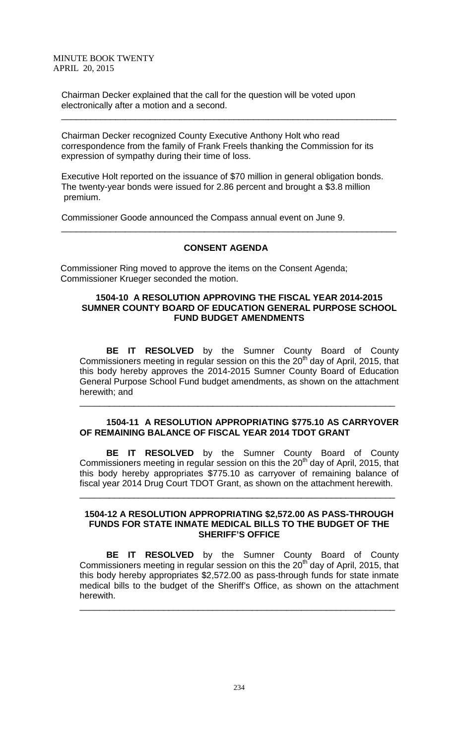Chairman Decker explained that the call for the question will be voted upon electronically after a motion and a second.

---

Chairman Decker recognized County Executive Anthony Holt who read correspondence from the family of Frank Freels thanking the Commission for its expression of sympathy during their time of loss.

Executive Holt reported on the issuance of $70 million in general obligation bonds. The twenty-year bonds were issued for 2.86 percent and brought a $3.8 million premium.

Commissioner Goode announced the Compass annual event on June 9.

---

## CONSENT AGENDA

Commissioner Ring moved to approve the items on the Consent Agenda; Commissioner Krueger seconded the motion.

### 1504-10 A RESOLUTION APPROVING THE FISCAL YEAR 2014-2015 SUMNER COUNTY BOARD OF EDUCATION GENERAL PURPOSE SCHOOL FUND BUDGET AMENDMENTS

**BE IT RESOLVED** by the Sumner County Board of County Commissioners meeting in regular session on this the 20th day of April, 2015, that this body hereby approves the 2014-2015 Sumner County Board of Education General Purpose School Fund budget amendments, as shown on the attachment herewith; and

---

### 1504-11 A RESOLUTION APPROPRIATING $775.10 AS CARRYOVER OF REMAINING BALANCE OF FISCAL YEAR 2014 TDOT GRANT

**BE IT RESOLVED** by the Sumner County Board of County Commissioners meeting in regular session on this the 20th day of April, 2015, that this body hereby appropriates $775.10 as carryover of remaining balance of fiscal year 2014 Drug Court TDOT Grant, as shown on the attachment herewith.

---

### 1504-12 A RESOLUTION APPROPRIATING $2,572.00 AS PASS-THROUGH FUNDS FOR STATE INMATE MEDICAL BILLS TO THE BUDGET OF THE SHERIFF'S OFFICE

**BE IT RESOLVED** by the Sumner County Board of County Commissioners meeting in regular session on this the 20th day of April, 2015, that this body hereby appropriates $2,572.00 as pass-through funds for state inmate medical bills to the budget of the Sheriff's Office, as shown on the attachment herewith.

---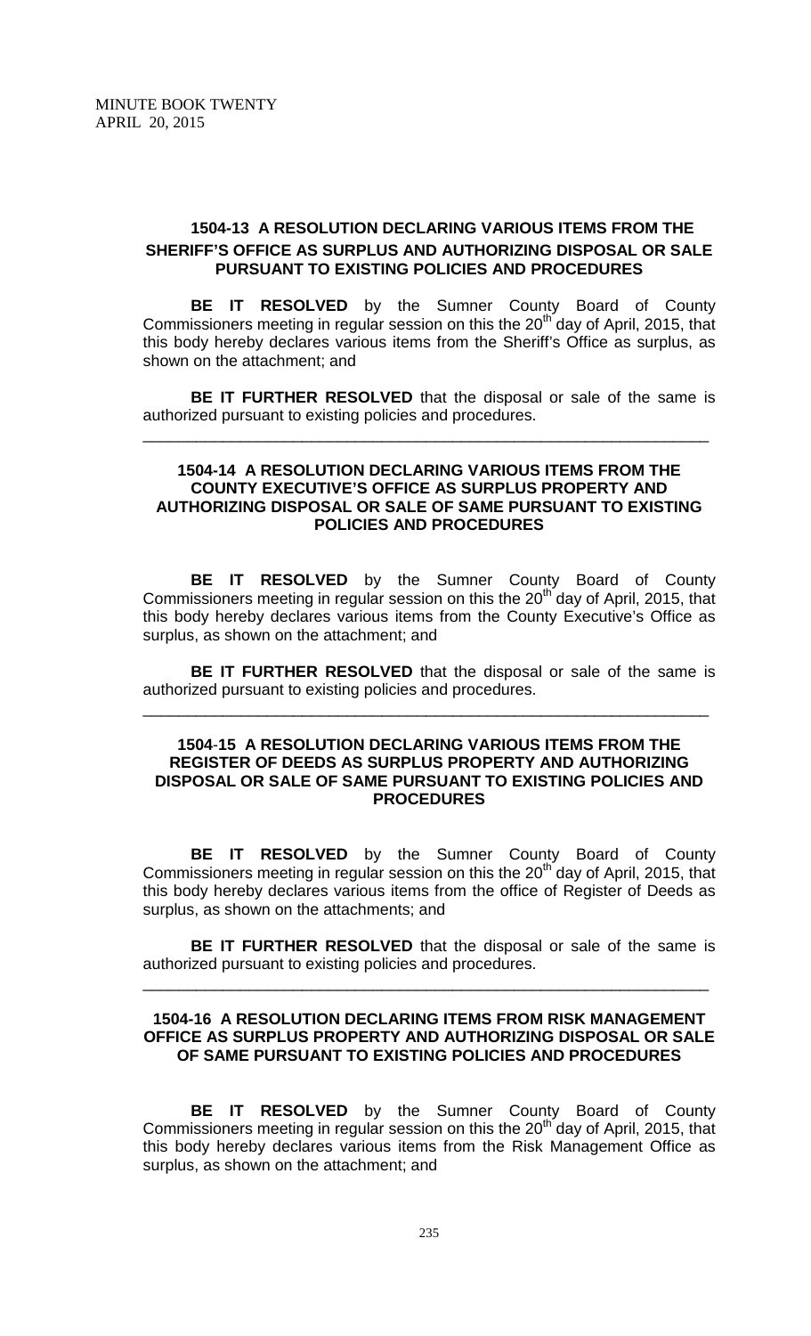### 1504-13 A RESOLUTION DECLARING VARIOUS ITEMS FROM THE SHERIFF'S OFFICE AS SURPLUS AND AUTHORIZING DISPOSAL OR SALE PURSUANT TO EXISTING POLICIES AND PROCEDURES

**BE IT RESOLVED** by the Sumner County Board of County Commissioners meeting in regular session on this the 20th day of April, 2015, that this body hereby declares various items from the Sheriff's Office as surplus, as shown on the attachment; and

**BE IT FURTHER RESOLVED** that the disposal or sale of the same is authorized pursuant to existing policies and procedures.

---

### 1504-14 A RESOLUTION DECLARING VARIOUS ITEMS FROM THE COUNTY EXECUTIVE'S OFFICE AS SURPLUS PROPERTY AND AUTHORIZING DISPOSAL OR SALE OF SAME PURSUANT TO EXISTING POLICIES AND PROCEDURES

**BE IT RESOLVED** by the Sumner County Board of County Commissioners meeting in regular session on this the 20th day of April, 2015, that this body hereby declares various items from the County Executive's Office as surplus, as shown on the attachment; and

**BE IT FURTHER RESOLVED** that the disposal or sale of the same is authorized pursuant to existing policies and procedures.

---

### 1504-15 A RESOLUTION DECLARING VARIOUS ITEMS FROM THE REGISTER OF DEEDS AS SURPLUS PROPERTY AND AUTHORIZING DISPOSAL OR SALE OF SAME PURSUANT TO EXISTING POLICIES AND PROCEDURES

**BE IT RESOLVED** by the Sumner County Board of County Commissioners meeting in regular session on this the 20th day of April, 2015, that this body hereby declares various items from the office of Register of Deeds as surplus, as shown on the attachments; and

**BE IT FURTHER RESOLVED** that the disposal or sale of the same is authorized pursuant to existing policies and procedures.

---

### 1504-16 A RESOLUTION DECLARING ITEMS FROM RISK MANAGEMENT OFFICE AS SURPLUS PROPERTY AND AUTHORIZING DISPOSAL OR SALE OF SAME PURSUANT TO EXISTING POLICIES AND PROCEDURES

**BE IT RESOLVED** by the Sumner County Board of County Commissioners meeting in regular session on this the 20th day of April, 2015, that this body hereby declares various items from the Risk Management Office as surplus, as shown on the attachment; and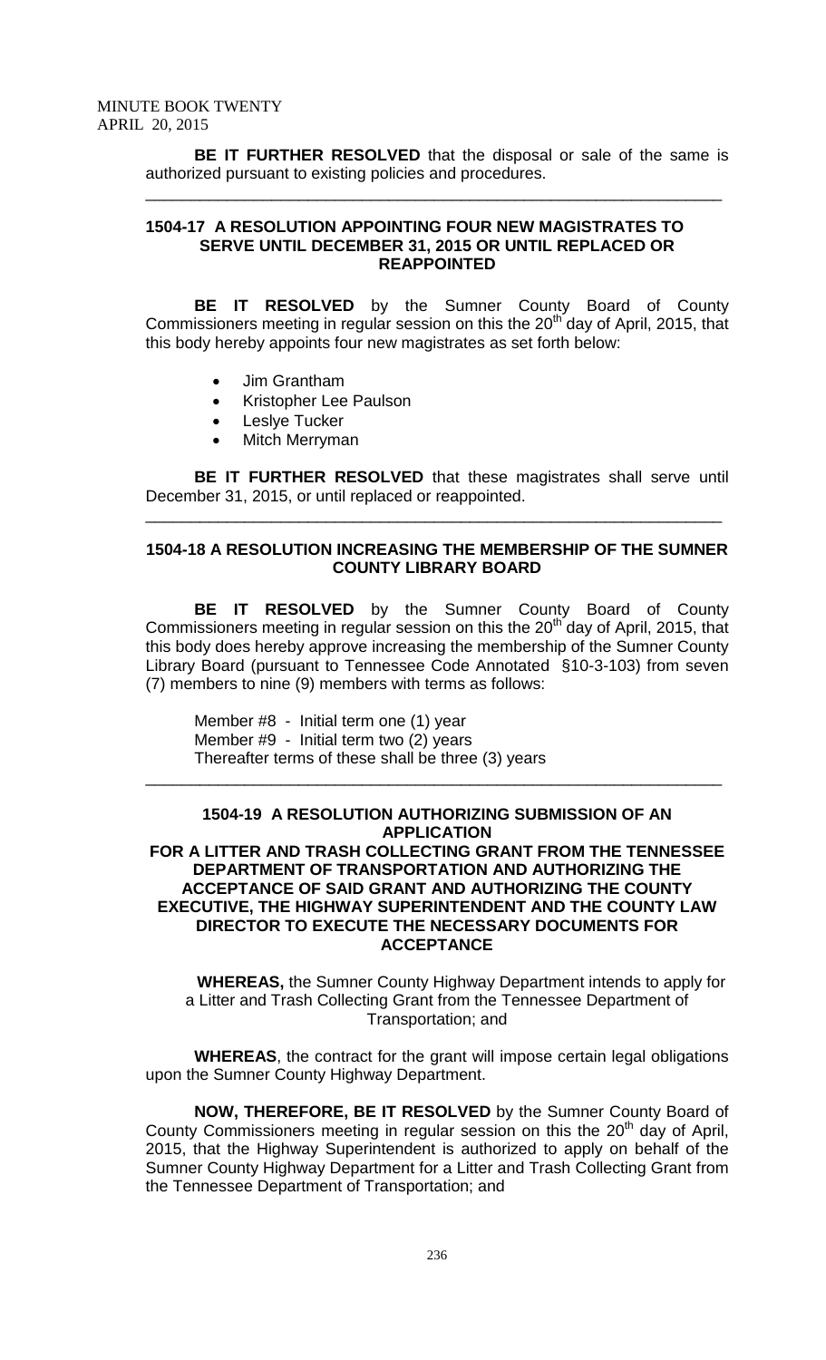**BE IT FURTHER RESOLVED** that the disposal or sale of the same is authorized pursuant to existing policies and procedures.

---

### 1504-17 A RESOLUTION APPOINTING FOUR NEW MAGISTRATES TO SERVE UNTIL DECEMBER 31, 2015 OR UNTIL REPLACED OR REAPPOINTED

**BE IT RESOLVED** by the Sumner County Board of County Commissioners meeting in regular session on this the 20th day of April, 2015, that this body hereby appoints four new magistrates as set forth below:

- Jim Grantham
- Kristopher Lee Paulson
- Leslye Tucker
- Mitch Merryman

**BE IT FURTHER RESOLVED** that these magistrates shall serve until December 31, 2015, or until replaced or reappointed.

---

### 1504-18 A RESOLUTION INCREASING THE MEMBERSHIP OF THE SUMNER COUNTY LIBRARY BOARD

**BE IT RESOLVED** by the Sumner County Board of County Commissioners meeting in regular session on this the 20th day of April, 2015, that this body does hereby approve increasing the membership of the Sumner County Library Board (pursuant to Tennessee Code Annotated §10-3-103) from seven (7) members to nine (9) members with terms as follows:

Member #8 - Initial term one (1) year
Member #9 - Initial term two (2) years
Thereafter terms of these shall be three (3) years

---

### 1504-19 A RESOLUTION AUTHORIZING SUBMISSION OF AN APPLICATION FOR A LITTER AND TRASH COLLECTING GRANT FROM THE TENNESSEE DEPARTMENT OF TRANSPORTATION AND AUTHORIZING THE ACCEPTANCE OF SAID GRANT AND AUTHORIZING THE COUNTY EXECUTIVE, THE HIGHWAY SUPERINTENDENT AND THE COUNTY LAW DIRECTOR TO EXECUTE THE NECESSARY DOCUMENTS FOR ACCEPTANCE

**WHEREAS,** the Sumner County Highway Department intends to apply for a Litter and Trash Collecting Grant from the Tennessee Department of Transportation; and

**WHEREAS**, the contract for the grant will impose certain legal obligations upon the Sumner County Highway Department.

**NOW, THEREFORE, BE IT RESOLVED** by the Sumner County Board of County Commissioners meeting in regular session on this the 20th day of April, 2015, that the Highway Superintendent is authorized to apply on behalf of the Sumner County Highway Department for a Litter and Trash Collecting Grant from the Tennessee Department of Transportation; and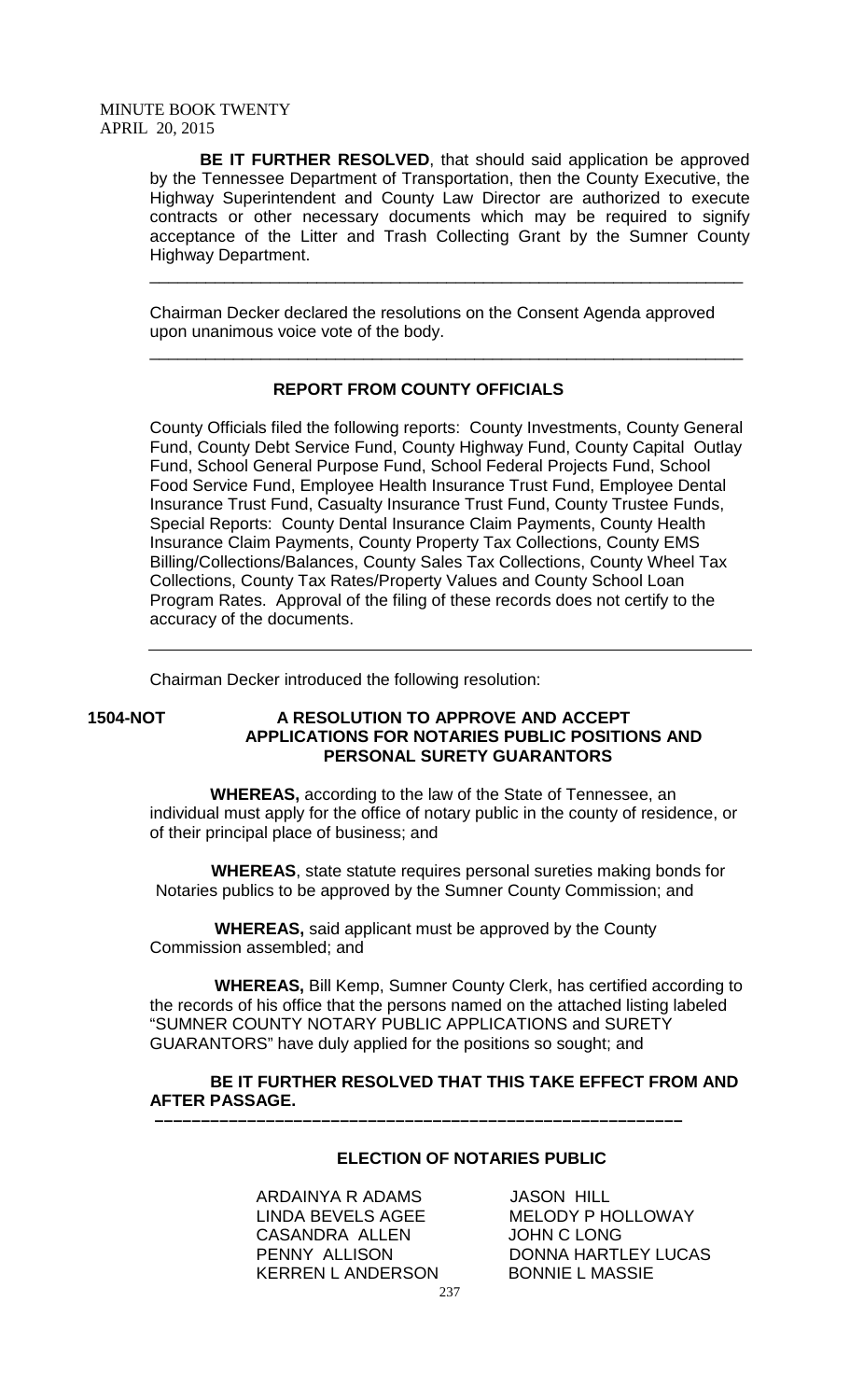**BE IT FURTHER RESOLVED**, that should said application be approved by the Tennessee Department of Transportation, then the County Executive, the Highway Superintendent and County Law Director are authorized to execute contracts or other necessary documents which may be required to signify acceptance of the Litter and Trash Collecting Grant by the Sumner County Highway Department.

---

Chairman Decker declared the resolutions on the Consent Agenda approved upon unanimous voice vote of the body.

---

**REPORT FROM COUNTY OFFICIALS**

County Officials filed the following reports: County Investments, County General Fund, County Debt Service Fund, County Highway Fund, County Capital Outlay Fund, School General Purpose Fund, School Federal Projects Fund, School Food Service Fund, Employee Health Insurance Trust Fund, Employee Dental Insurance Trust Fund, Casualty Insurance Trust Fund, County Trustee Funds, Special Reports: County Dental Insurance Claim Payments, County Health Insurance Claim Payments, County Property Tax Collections, County EMS Billing/Collections/Balances, County Sales Tax Collections, County Wheel Tax Collections, County Tax Rates/Property Values and County School Loan Program Rates. Approval of the filing of these records does not certify to the accuracy of the documents.

---

Chairman Decker introduced the following resolution:

**1504-NOT** **A RESOLUTION TO APPROVE AND ACCEPT APPLICATIONS FOR NOTARIES PUBLIC POSITIONS AND PERSONAL SURETY GUARANTORS**

**WHEREAS,** according to the law of the State of Tennessee, an individual must apply for the office of notary public in the county of residence, or of their principal place of business; and

**WHEREAS**, state statute requires personal sureties making bonds for Notaries publics to be approved by the Sumner County Commission; and

**WHEREAS,** said applicant must be approved by the County Commission assembled; and

**WHEREAS,** Bill Kemp, Sumner County Clerk, has certified according to the records of his office that the persons named on the attached listing labeled "SUMNER COUNTY NOTARY PUBLIC APPLICATIONS and SURETY GUARANTORS" have duly applied for the positions so sought; and

**BE IT FURTHER RESOLVED THAT THIS TAKE EFFECT FROM AND AFTER PASSAGE.**

---

**ELECTION OF NOTARIES PUBLIC**

ARDAINYA R ADAMS
LINDA BEVELS AGEE
CASANDRA ALLEN
PENNY ALLISON
KERREN L ANDERSON
JASON HILL
MELODY P HOLLOWAY
JOHN C LONG
DONNA HARTLEY LUCAS
BONNIE L MASSIE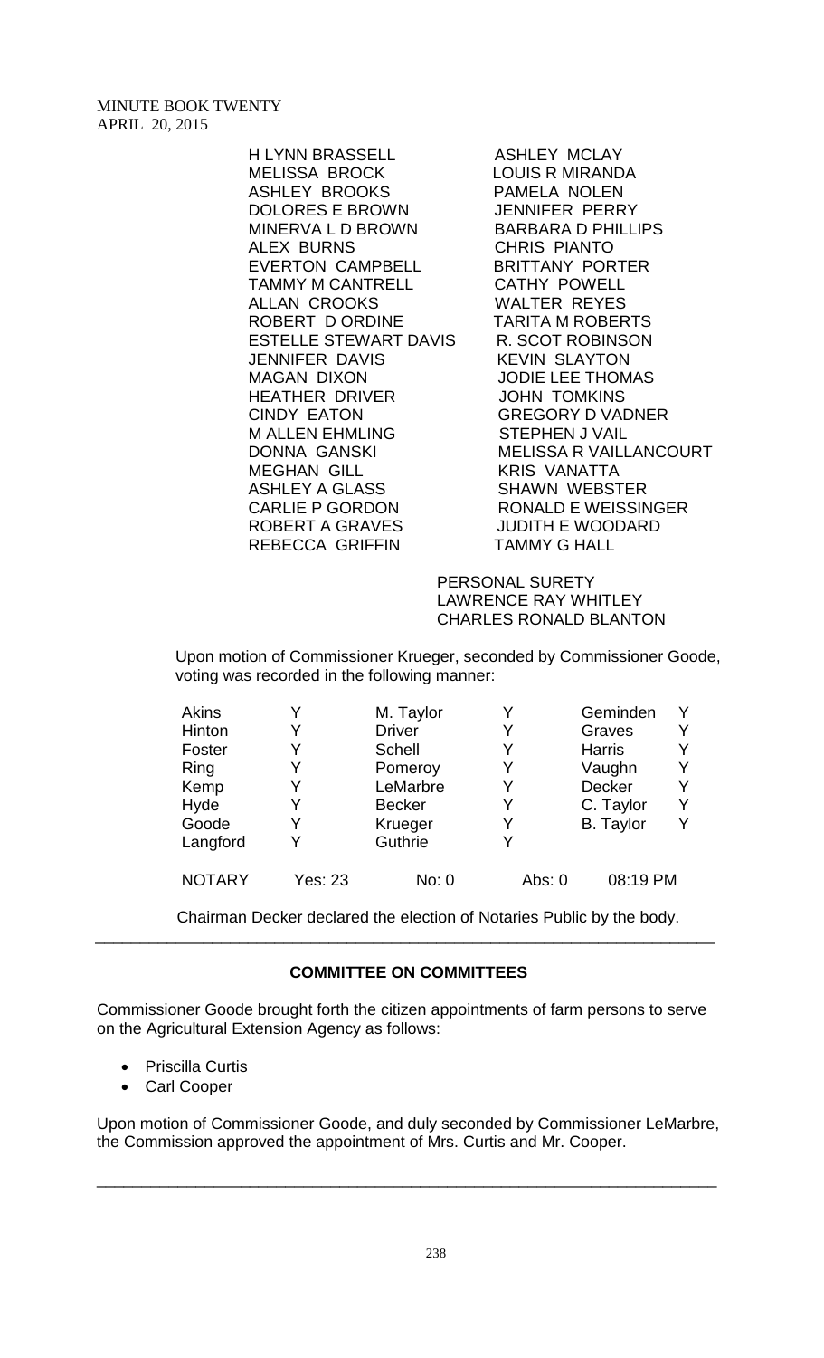MINUTE BOOK TWENTY
APRIL 20, 2015

| | |
|---|---|
| H LYNN BRASSELL | ASHLEY MCLAY |
| MELISSA BROCK | LOUIS R MIRANDA |
| ASHLEY BROOKS | PAMELA NOLEN |
| DOLORES E BROWN | JENNIFER PERRY |
| MINERVA L D BROWN | BARBARA D PHILLIPS |
| ALEX BURNS | CHRIS PIANTO |
| EVERTON CAMPBELL | BRITTANY PORTER |
| TAMMY M CANTRELL | CATHY POWELL |
| ALLAN CROOKS | WALTER REYES |
| ROBERT D ORDINE | TARITA M ROBERTS |
| ESTELLE STEWART DAVIS | R. SCOT ROBINSON |
| JENNIFER DAVIS | KEVIN SLAYTON |
| MAGAN DIXON | JODIE LEE THOMAS |
| HEATHER DRIVER | JOHN TOMKINS |
| CINDY EATON | GREGORY D VADNER |
| M ALLEN EHMLING | STEPHEN J VAIL |
| DONNA GANSKI | MELISSA R VAILLANCOURT |
| MEGHAN GILL | KRIS VANATTA |
| ASHLEY A GLASS | SHAWN WEBSTER |
| CARLIE P GORDON | RONALD E WEISSINGER |
| ROBERT A GRAVES | JUDITH E WOODARD |
| REBECCA GRIFFIN | TAMMY G HALL |

PERSONAL SURETY
LAWRENCE RAY WHITLEY
CHARLES RONALD BLANTON

Upon motion of Commissioner Krueger, seconded by Commissioner Goode, voting was recorded in the following manner:

| | | | | | |
|---|---|---|---|---|---|
| Akins | Y | M. Taylor | Y | Geminden | Y |
| Hinton | Y | Driver | Y | Graves | Y |
| Foster | Y | Schell | Y | Harris | Y |
| Ring | Y | Pomeroy | Y | Vaughn | Y |
| Kemp | Y | LeMarbre | Y | Decker | Y |
| Hyde | Y | Becker | Y | C. Taylor | Y |
| Goode | Y | Krueger | Y | B. Taylor | Y |
| Langford | Y | Guthrie | Y | | |

NOTARY Yes: 23 No: 0 Abs: 0 08:19 PM

Chairman Decker declared the election of Notaries Public by the body.

---

**COMMITTEE ON COMMITTEES**

Commissioner Goode brought forth the citizen appointments of farm persons to serve on the Agricultural Extension Agency as follows:

- Priscilla Curtis
- Carl Cooper

Upon motion of Commissioner Goode, and duly seconded by Commissioner LeMarbre, the Commission approved the appointment of Mrs. Curtis and Mr. Cooper.

---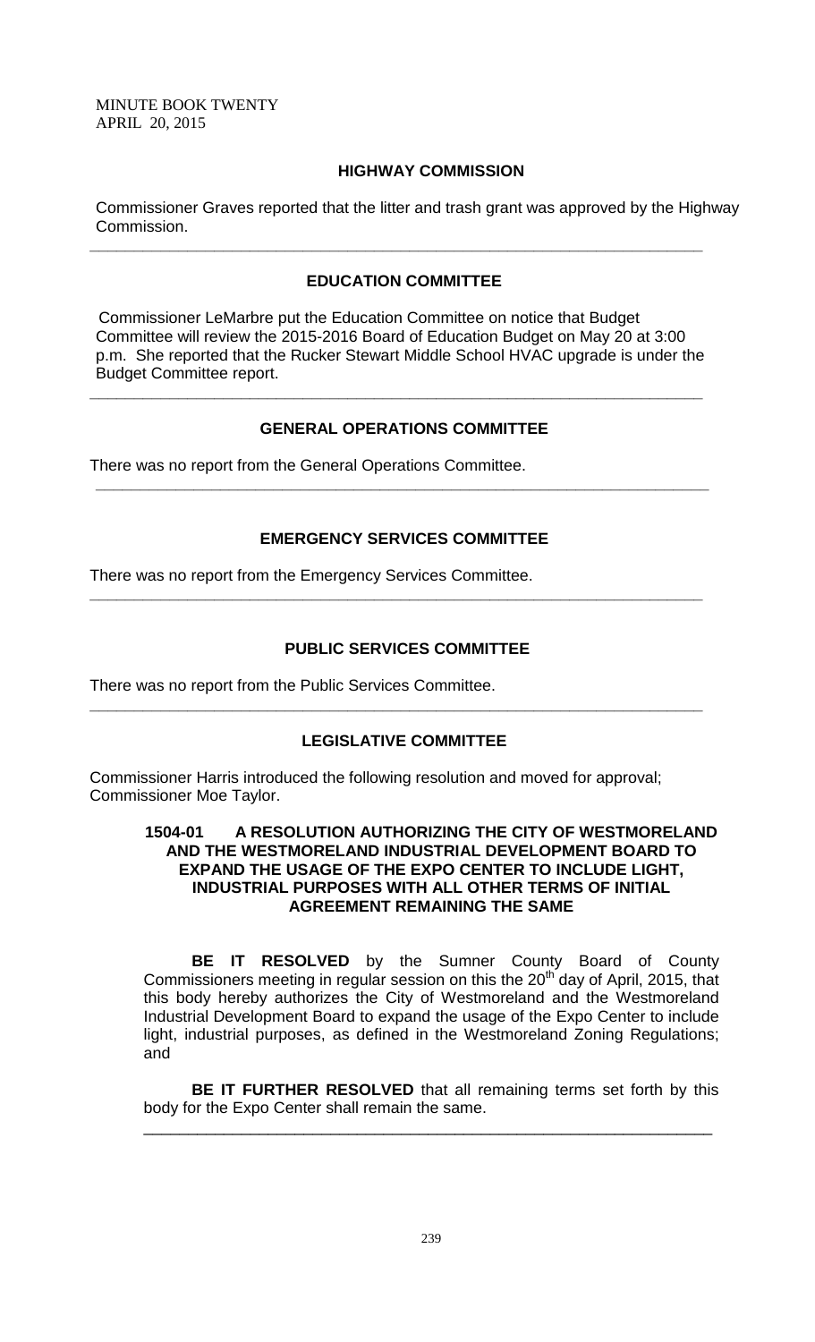## HIGHWAY COMMISSION

Commissioner Graves reported that the litter and trash grant was approved by the Highway Commission.

---

## EDUCATION COMMITTEE

Commissioner LeMarbre put the Education Committee on notice that Budget Committee will review the 2015-2016 Board of Education Budget on May 20 at 3:00 p.m. She reported that the Rucker Stewart Middle School HVAC upgrade is under the Budget Committee report.

---

## GENERAL OPERATIONS COMMITTEE

There was no report from the General Operations Committee.

---

## EMERGENCY SERVICES COMMITTEE

There was no report from the Emergency Services Committee.

---

## PUBLIC SERVICES COMMITTEE

There was no report from the Public Services Committee.

---

## LEGISLATIVE COMMITTEE

Commissioner Harris introduced the following resolution and moved for approval; Commissioner Moe Taylor.

**1504-01 A RESOLUTION AUTHORIZING THE CITY OF WESTMORELAND AND THE WESTMORELAND INDUSTRIAL DEVELOPMENT BOARD TO EXPAND THE USAGE OF THE EXPO CENTER TO INCLUDE LIGHT, INDUSTRIAL PURPOSES WITH ALL OTHER TERMS OF INITIAL AGREEMENT REMAINING THE SAME**

**BE IT RESOLVED** by the Sumner County Board of County Commissioners meeting in regular session on this the 20th day of April, 2015, that this body hereby authorizes the City of Westmoreland and the Westmoreland Industrial Development Board to expand the usage of the Expo Center to include light, industrial purposes, as defined in the Westmoreland Zoning Regulations; and

**BE IT FURTHER RESOLVED** that all remaining terms set forth by this body for the Expo Center shall remain the same.

---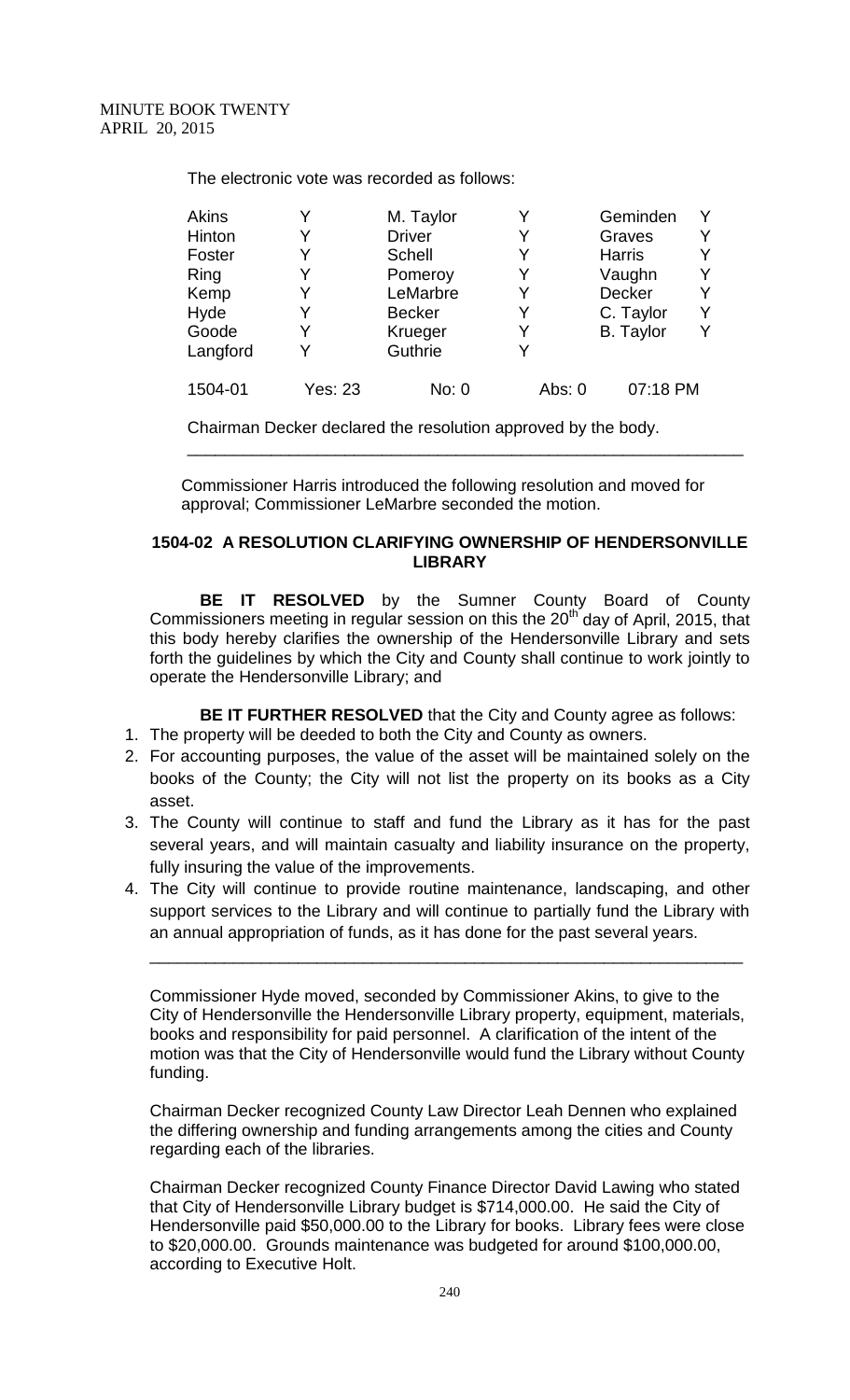The electronic vote was recorded as follows:

| | | | | | |
|---|---|---|---|---|---|
| Akins | Y | M. Taylor | Y | Geminden | Y |
| Hinton | Y | Driver | Y | Graves | Y |
| Foster | Y | Schell | Y | Harris | Y |
| Ring | Y | Pomeroy | Y | Vaughn | Y |
| Kemp | Y | LeMarbre | Y | Decker | Y |
| Hyde | Y | Becker | Y | C. Taylor | Y |
| Goode | Y | Krueger | Y | B. Taylor | Y |
| Langford | Y | Guthrie | Y | | |
| 1504-01 | Yes: 23 | No: 0 | Abs: 0 | 07:18 PM | |

Chairman Decker declared the resolution approved by the body.

---

Commissioner Harris introduced the following resolution and moved for approval; Commissioner LeMarbre seconded the motion.

**1504-02 A RESOLUTION CLARIFYING OWNERSHIP OF HENDERSONVILLE LIBRARY**

**BE IT RESOLVED** by the Sumner County Board of County Commissioners meeting in regular session on this the 20th day of April, 2015, that this body hereby clarifies the ownership of the Hendersonville Library and sets forth the guidelines by which the City and County shall continue to work jointly to operate the Hendersonville Library; and

**BE IT FURTHER RESOLVED** that the City and County agree as follows:

1. The property will be deeded to both the City and County as owners.
2. For accounting purposes, the value of the asset will be maintained solely on the books of the County; the City will not list the property on its books as a City asset.
3. The County will continue to staff and fund the Library as it has for the past several years, and will maintain casualty and liability insurance on the property, fully insuring the value of the improvements.
4. The City will continue to provide routine maintenance, landscaping, and other support services to the Library and will continue to partially fund the Library with an annual appropriation of funds, as it has done for the past several years.

---

Commissioner Hyde moved, seconded by Commissioner Akins, to give to the City of Hendersonville the Hendersonville Library property, equipment, materials, books and responsibility for paid personnel. A clarification of the intent of the motion was that the City of Hendersonville would fund the Library without County funding.

Chairman Decker recognized County Law Director Leah Dennen who explained the differing ownership and funding arrangements among the cities and County regarding each of the libraries.

Chairman Decker recognized County Finance Director David Lawing who stated that City of Hendersonville Library budget is $714,000.00. He said the City of Hendersonville paid $50,000.00 to the Library for books. Library fees were close to $20,000.00. Grounds maintenance was budgeted for around $100,000.00, according to Executive Holt.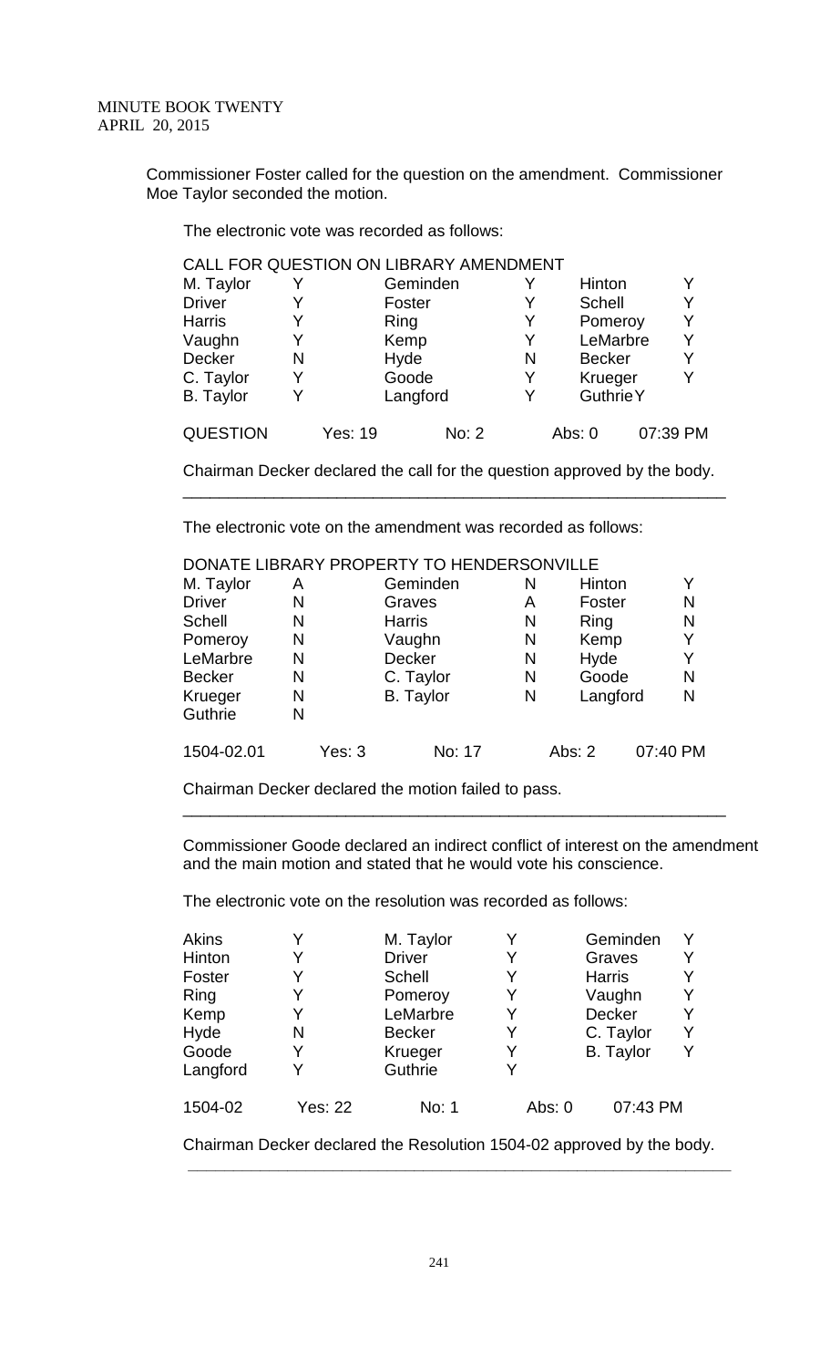MINUTE BOOK TWENTY
APRIL 20, 2015

Commissioner Foster called for the question on the amendment. Commissioner Moe Taylor seconded the motion.

The electronic vote was recorded as follows:

CALL FOR QUESTION ON LIBRARY AMENDMENT

| | | | | | |
|---|---|---|---|---|---|
| M. Taylor | Y | Geminden | Y | Hinton | Y |
| Driver | Y | Foster | Y | Schell | Y |
| Harris | Y | Ring | Y | Pomeroy | Y |
| Vaughn | Y | Kemp | Y | LeMarbre | Y |
| Decker | N | Hyde | N | Becker | Y |
| C. Taylor | Y | Goode | Y | Krueger | Y |
| B. Taylor | Y | Langford | Y | Guthrie | Y |

QUESTION Yes: 19 No: 2 Abs: 0 07:39 PM

Chairman Decker declared the call for the question approved by the body.

---

The electronic vote on the amendment was recorded as follows:

DONATE LIBRARY PROPERTY TO HENDERSONVILLE

| | | | | | |
|---|---|---|---|---|---|
| M. Taylor | A | Geminden | N | Hinton | Y |
| Driver | N | Graves | A | Foster | N |
| Schell | N | Harris | N | Ring | N |
| Pomeroy | N | Vaughn | N | Kemp | Y |
| LeMarbre | N | Decker | N | Hyde | Y |
| Becker | N | C. Taylor | N | Goode | N |
| Krueger | N | B. Taylor | N | Langford | N |
| Guthrie | N | | | | |

1504-02.01 Yes: 3 No: 17 Abs: 2 07:40 PM

Chairman Decker declared the motion failed to pass.

---

Commissioner Goode declared an indirect conflict of interest on the amendment and the main motion and stated that he would vote his conscience.

The electronic vote on the resolution was recorded as follows:

| | | | | | |
|---|---|---|---|---|---|
| Akins | Y | M. Taylor | Y | Geminden | Y |
| Hinton | Y | Driver | Y | Graves | Y |
| Foster | Y | Schell | Y | Harris | Y |
| Ring | Y | Pomeroy | Y | Vaughn | Y |
| Kemp | Y | LeMarbre | Y | Decker | Y |
| Hyde | N | Becker | Y | C. Taylor | Y |
| Goode | Y | Krueger | Y | B. Taylor | Y |
| Langford | Y | Guthrie | Y | | |

1504-02 Yes: 22 No: 1 Abs: 0 07:43 PM

Chairman Decker declared the Resolution 1504-02 approved by the body.

---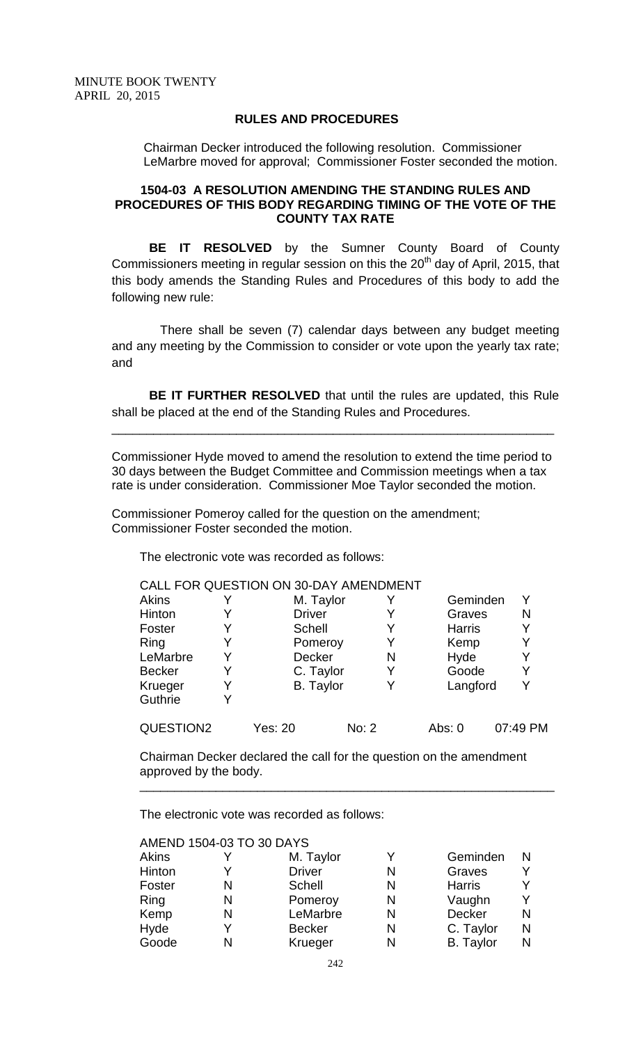MINUTE BOOK TWENTY
APRIL 20, 2015

## RULES AND PROCEDURES

Chairman Decker introduced the following resolution. Commissioner LeMarbre moved for approval; Commissioner Foster seconded the motion.

### 1504-03 A RESOLUTION AMENDING THE STANDING RULES AND PROCEDURES OF THIS BODY REGARDING TIMING OF THE VOTE OF THE COUNTY TAX RATE

**BE IT RESOLVED** by the Sumner County Board of County Commissioners meeting in regular session on this the 20th day of April, 2015, that this body amends the Standing Rules and Procedures of this body to add the following new rule:

There shall be seven (7) calendar days between any budget meeting and any meeting by the Commission to consider or vote upon the yearly tax rate; and

**BE IT FURTHER RESOLVED** that until the rules are updated, this Rule shall be placed at the end of the Standing Rules and Procedures.

---

Commissioner Hyde moved to amend the resolution to extend the time period to 30 days between the Budget Committee and Commission meetings when a tax rate is under consideration. Commissioner Moe Taylor seconded the motion.

Commissioner Pomeroy called for the question on the amendment; Commissioner Foster seconded the motion.

The electronic vote was recorded as follows:

CALL FOR QUESTION ON 30-DAY AMENDMENT

| | | | | | |
|---|---|---|---|---|---|
| Akins | Y | M. Taylor | Y | Geminden | Y |
| Hinton | Y | Driver | Y | Graves | N |
| Foster | Y | Schell | Y | Harris | Y |
| Ring | Y | Pomeroy | Y | Kemp | Y |
| LeMarbre | Y | Decker | N | Hyde | Y |
| Becker | Y | C. Taylor | Y | Goode | Y |
| Krueger | Y | B. Taylor | Y | Langford | Y |
| Guthrie | Y | | | | |

QUESTION2 Yes: 20 No: 2 Abs: 0 07:49 PM

Chairman Decker declared the call for the question on the amendment approved by the body.

---

The electronic vote was recorded as follows:

AMEND 1504-03 TO 30 DAYS

| | | | | | |
|---|---|---|---|---|---|
| Akins | Y | M. Taylor | Y | Geminden | N |
| Hinton | Y | Driver | N | Graves | Y |
| Foster | N | Schell | N | Harris | Y |
| Ring | N | Pomeroy | N | Vaughn | Y |
| Kemp | N | LeMarbre | N | Decker | N |
| Hyde | Y | Becker | N | C. Taylor | N |
| Goode | N | Krueger | N | B. Taylor | N |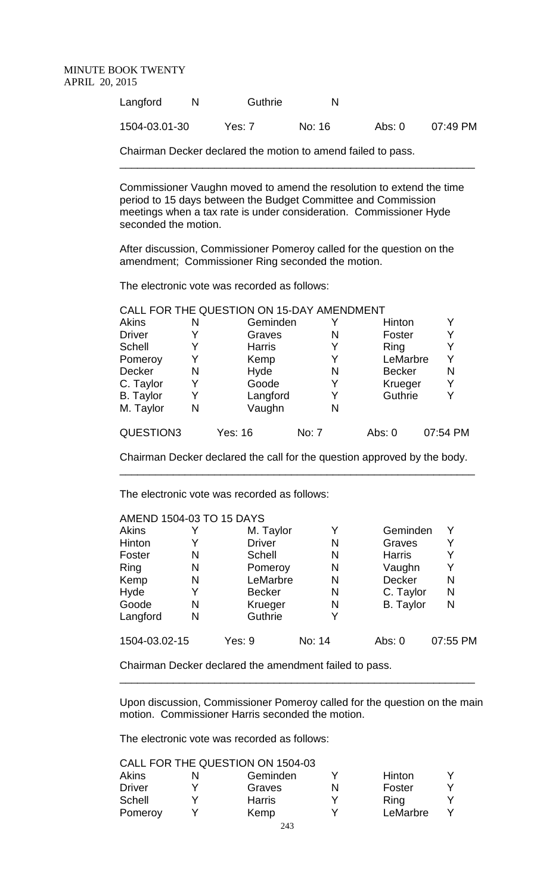| | | | |
|---|---|---|---|
| Langford | N | Guthrie | N |

| | | | | |
|---|---|---|---|---|
| 1504-03.01-30 | Yes: 7 | No: 16 | Abs: 0 | 07:49 PM |

Chairman Decker declared the motion to amend failed to pass.

---

Commissioner Vaughn moved to amend the resolution to extend the time period to 15 days between the Budget Committee and Commission meetings when a tax rate is under consideration. Commissioner Hyde seconded the motion.

After discussion, Commissioner Pomeroy called for the question on the amendment; Commissioner Ring seconded the motion.

The electronic vote was recorded as follows:

CALL FOR THE QUESTION ON 15-DAY AMENDMENT

| | | | | | |
|---|---|---|---|---|---|
| Akins | N | Geminden | Y | Hinton | Y |
| Driver | Y | Graves | N | Foster | Y |
| Schell | Y | Harris | Y | Ring | Y |
| Pomeroy | Y | Kemp | Y | LeMarbre | Y |
| Decker | N | Hyde | N | Becker | N |
| C. Taylor | Y | Goode | Y | Krueger | Y |
| B. Taylor | Y | Langford | Y | Guthrie | Y |
| M. Taylor | N | Vaughn | N | | |

| | | | | |
|---|---|---|---|---|
| QUESTION3 | Yes: 16 | No: 7 | Abs: 0 | 07:54 PM |

Chairman Decker declared the call for the question approved by the body.

---

The electronic vote was recorded as follows:

AMEND 1504-03 TO 15 DAYS

| | | | | | |
|---|---|---|---|---|---|
| Akins | Y | M. Taylor | Y | Geminden | Y |
| Hinton | Y | Driver | N | Graves | Y |
| Foster | N | Schell | N | Harris | Y |
| Ring | N | Pomeroy | N | Vaughn | Y |
| Kemp | N | LeMarbre | N | Decker | N |
| Hyde | Y | Becker | N | C. Taylor | N |
| Goode | N | Krueger | N | B. Taylor | N |
| Langford | N | Guthrie | Y | | |

| | | | | |
|---|---|---|---|---|
| 1504-03.02-15 | Yes: 9 | No: 14 | Abs: 0 | 07:55 PM |

Chairman Decker declared the amendment failed to pass.

---

Upon discussion, Commissioner Pomeroy called for the question on the main motion. Commissioner Harris seconded the motion.

The electronic vote was recorded as follows:

CALL FOR THE QUESTION ON 1504-03

| | | | | | |
|---|---|---|---|---|---|
| Akins | N | Geminden | Y | Hinton | Y |
| Driver | Y | Graves | N | Foster | Y |
| Schell | Y | Harris | Y | Ring | Y |
| Pomeroy | Y | Kemp | Y | LeMarbre | Y |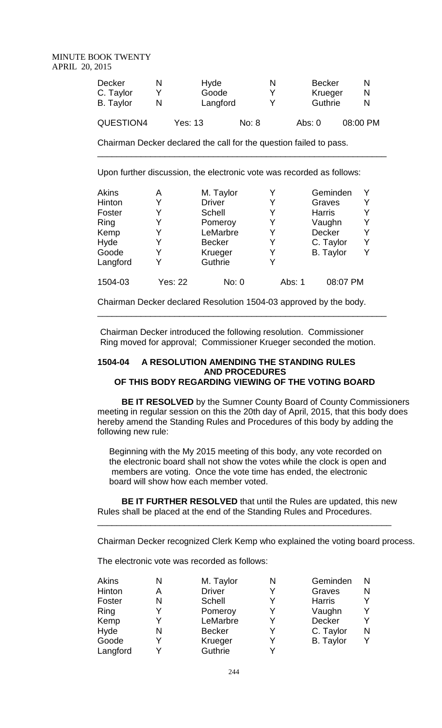| | | | | | |
|---|---|---|---|---|---|
| Decker | N | Hyde | N | Becker | N |
| C. Taylor | Y | Goode | Y | Krueger | N |
| B. Taylor | N | Langford | Y | Guthrie | N |

QUESTION4 Yes: 13 No: 8 Abs: 0 08:00 PM

Chairman Decker declared the call for the question failed to pass.

---

Upon further discussion, the electronic vote was recorded as follows:

| | | | | | |
|---|---|---|---|---|---|
| Akins | A | M. Taylor | Y | Geminden | Y |
| Hinton | Y | Driver | Y | Graves | Y |
| Foster | Y | Schell | Y | Harris | Y |
| Ring | Y | Pomeroy | Y | Vaughn | Y |
| Kemp | Y | LeMarbre | Y | Decker | Y |
| Hyde | Y | Becker | Y | C. Taylor | Y |
| Goode | Y | Krueger | Y | B. Taylor | Y |
| Langford | Y | Guthrie | Y | | |

1504-03 Yes: 22 No: 0 Abs: 1 08:07 PM

Chairman Decker declared Resolution 1504-03 approved by the body.

---

Chairman Decker introduced the following resolution. Commissioner Ring moved for approval; Commissioner Krueger seconded the motion.

### 1504-04 A RESOLUTION AMENDING THE STANDING RULES AND PROCEDURES OF THIS BODY REGARDING VIEWING OF THE VOTING BOARD

**BE IT RESOLVED** by the Sumner County Board of County Commissioners meeting in regular session on this the 20th day of April, 2015, that this body does hereby amend the Standing Rules and Procedures of this body by adding the following new rule:

Beginning with the My 2015 meeting of this body, any vote recorded on the electronic board shall not show the votes while the clock is open and members are voting. Once the vote time has ended, the electronic board will show how each member voted.

**BE IT FURTHER RESOLVED** that until the Rules are updated, this new Rules shall be placed at the end of the Standing Rules and Procedures.

---

Chairman Decker recognized Clerk Kemp who explained the voting board process.

The electronic vote was recorded as follows:

| | | | | | |
|---|---|---|---|---|---|
| Akins | N | M. Taylor | N | Geminden | N |
| Hinton | A | Driver | Y | Graves | N |
| Foster | N | Schell | Y | Harris | Y |
| Ring | Y | Pomeroy | Y | Vaughn | Y |
| Kemp | Y | LeMarbre | Y | Decker | Y |
| Hyde | N | Becker | Y | C. Taylor | N |
| Goode | Y | Kreuger | Y | B. Taylor | Y |
| Langford | Y | Guthrie | Y | | |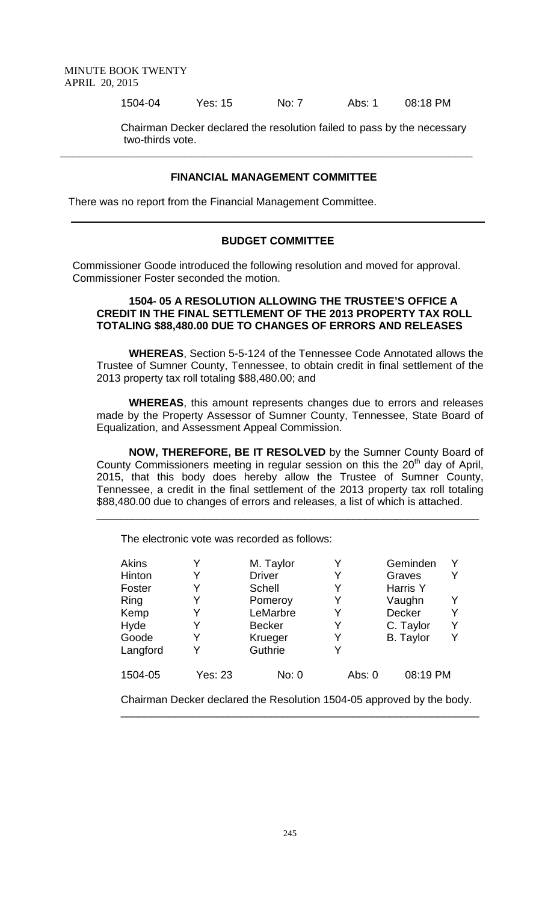1504-04 Yes: 15 No: 7 Abs: 1 08:18 PM

Chairman Decker declared the resolution failed to pass by the necessary two-thirds vote.

---

### FINANCIAL MANAGEMENT COMMITTEE

There was no report from the Financial Management Committee.

---

### BUDGET COMMITTEE

Commissioner Goode introduced the following resolution and moved for approval. Commissioner Foster seconded the motion.

**1504- 05 A RESOLUTION ALLOWING THE TRUSTEE'S OFFICE A CREDIT IN THE FINAL SETTLEMENT OF THE 2013 PROPERTY TAX ROLL TOTALING $88,480.00 DUE TO CHANGES OF ERRORS AND RELEASES**

**WHEREAS**, Section 5-5-124 of the Tennessee Code Annotated allows the Trustee of Sumner County, Tennessee, to obtain credit in final settlement of the 2013 property tax roll totaling $88,480.00; and

**WHEREAS**, this amount represents changes due to errors and releases made by the Property Assessor of Sumner County, Tennessee, State Board of Equalization, and Assessment Appeal Commission.

**NOW, THEREFORE, BE IT RESOLVED** by the Sumner County Board of County Commissioners meeting in regular session on this the 20th day of April, 2015, that this body does hereby allow the Trustee of Sumner County, Tennessee, a credit in the final settlement of the 2013 property tax roll totaling $88,480.00 due to changes of errors and releases, a list of which is attached.

---

The electronic vote was recorded as follows:

| | | | | | |
|---|---|---|---|---|---|
| Akins | Y | M. Taylor | Y | Geminden | Y |
| Hinton | Y | Driver | Y | Graves | Y |
| Foster | Y | Schell | Y | Harris | Y |
| Ring | Y | Pomeroy | Y | Vaughn | Y |
| Kemp | Y | LeMarbre | Y | Decker | Y |
| Hyde | Y | Becker | Y | C. Taylor | Y |
| Goode | Y | Krueger | Y | B. Taylor | Y |
| Langford | Y | Guthrie | Y | | |

1504-05 Yes: 23 No: 0 Abs: 0 08:19 PM

Chairman Decker declared the Resolution 1504-05 approved by the body.

---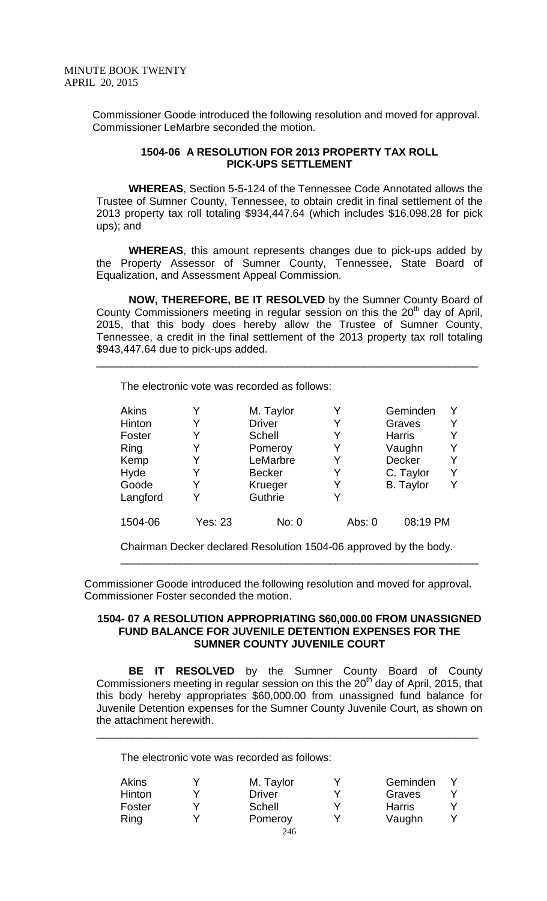Commissioner Goode introduced the following resolution and moved for approval. Commissioner LeMarbre seconded the motion.

**1504-06 A RESOLUTION FOR 2013 PROPERTY TAX ROLL PICK-UPS SETTLEMENT**

**WHEREAS**, Section 5-5-124 of the Tennessee Code Annotated allows the Trustee of Sumner County, Tennessee, to obtain credit in final settlement of the 2013 property tax roll totaling $934,447.64 (which includes $16,098.28 for pick ups); and

**WHEREAS**, this amount represents changes due to pick-ups added by the Property Assessor of Sumner County, Tennessee, State Board of Equalization, and Assessment Appeal Commission.

**NOW, THEREFORE, BE IT RESOLVED** by the Sumner County Board of County Commissioners meeting in regular session on this the 20th day of April, 2015, that this body does hereby allow the Trustee of Sumner County, Tennessee, a credit in the final settlement of the 2013 property tax roll totaling $943,447.64 due to pick-ups added.

---

The electronic vote was recorded as follows:

| | | | | | |
|---|---|---|---|---|---|
| Akins | Y | M. Taylor | Y | Geminden | Y |
| Hinton | Y | Driver | Y | Graves | Y |
| Foster | Y | Schell | Y | Harris | Y |
| Ring | Y | Pomeroy | Y | Vaughn | Y |
| Kemp | Y | LeMarbre | Y | Decker | Y |
| Hyde | Y | Becker | Y | C. Taylor | Y |
| Goode | Y | Krueger | Y | B. Taylor | Y |
| Langford | Y | Guthrie | Y | | |

1504-06 Yes: 23 No: 0 Abs: 0 08:19 PM

Chairman Decker declared Resolution 1504-06 approved by the body.

---

Commissioner Goode introduced the following resolution and moved for approval. Commissioner Foster seconded the motion.

**1504- 07 A RESOLUTION APPROPRIATING $60,000.00 FROM UNASSIGNED FUND BALANCE FOR JUVENILE DETENTION EXPENSES FOR THE SUMNER COUNTY JUVENILE COURT**

**BE IT RESOLVED** by the Sumner County Board of County Commissioners meeting in regular session on this the 20th day of April, 2015, that this body hereby appropriates $60,000.00 from unassigned fund balance for Juvenile Detention expenses for the Sumner County Juvenile Court, as shown on the attachment herewith.

---

The electronic vote was recorded as follows:

| | | | | | |
|---|---|---|---|---|---|
| Akins | Y | M. Taylor | Y | Geminden | Y |
| Hinton | Y | Driver | Y | Graves | Y |
| Foster | Y | Schell | Y | Harris | Y |
| Ring | Y | Pomeroy | Y | Vaughn | Y |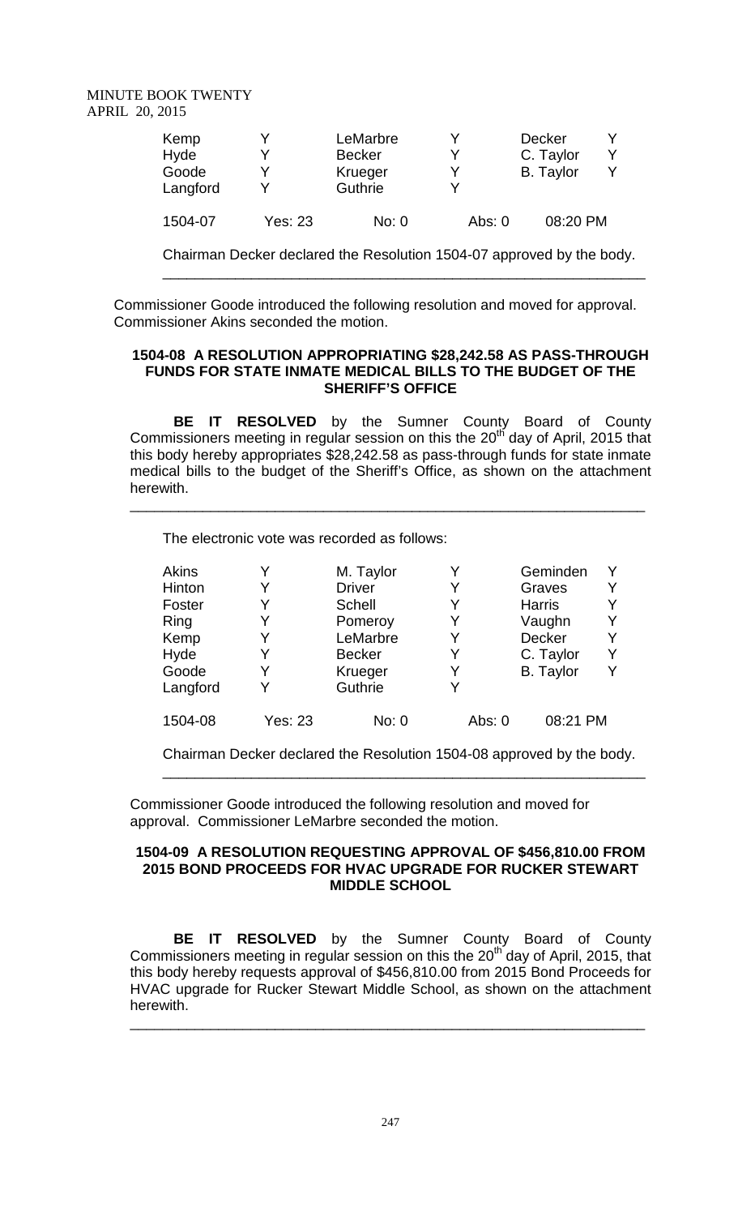| | | | | | |
|---|---|---|---|---|---|
| Kemp | Y | LeMarbre | Y | Decker | Y |
| Hyde | Y | Becker | Y | C. Taylor | Y |
| Goode | Y | Krueger | Y | B. Taylor | Y |
| Langford | Y | Guthrie | Y | | |

1504-07 Yes: 23 No: 0 Abs: 0 08:20 PM

Chairman Decker declared the Resolution 1504-07 approved by the body.

---

Commissioner Goode introduced the following resolution and moved for approval. Commissioner Akins seconded the motion.

**1504-08 A RESOLUTION APPROPRIATING $28,242.58 AS PASS-THROUGH FUNDS FOR STATE INMATE MEDICAL BILLS TO THE BUDGET OF THE SHERIFF'S OFFICE**

**BE IT RESOLVED** by the Sumner County Board of County Commissioners meeting in regular session on this the 20th day of April, 2015 that this body hereby appropriates $28,242.58 as pass-through funds for state inmate medical bills to the budget of the Sheriff's Office, as shown on the attachment herewith.

---

The electronic vote was recorded as follows:

| | | | | | |
|---|---|---|---|---|---|
| Akins | Y | M. Taylor | Y | Geminden | Y |
| Hinton | Y | Driver | Y | Graves | Y |
| Foster | Y | Schell | Y | Harris | Y |
| Ring | Y | Pomeroy | Y | Vaughn | Y |
| Kemp | Y | LeMarbre | Y | Decker | Y |
| Hyde | Y | Becker | Y | C. Taylor | Y |
| Goode | Y | Krueger | Y | B. Taylor | Y |
| Langford | Y | Guthrie | Y | | |

1504-08 Yes: 23 No: 0 Abs: 0 08:21 PM

Chairman Decker declared the Resolution 1504-08 approved by the body.

---

Commissioner Goode introduced the following resolution and moved for approval. Commissioner LeMarbre seconded the motion.

**1504-09 A RESOLUTION REQUESTING APPROVAL OF $456,810.00 FROM 2015 BOND PROCEEDS FOR HVAC UPGRADE FOR RUCKER STEWART MIDDLE SCHOOL**

**BE IT RESOLVED** by the Sumner County Board of County Commissioners meeting in regular session on this the 20th day of April, 2015, that this body hereby requests approval of $456,810.00 from 2015 Bond Proceeds for HVAC upgrade for Rucker Stewart Middle School, as shown on the attachment herewith.

---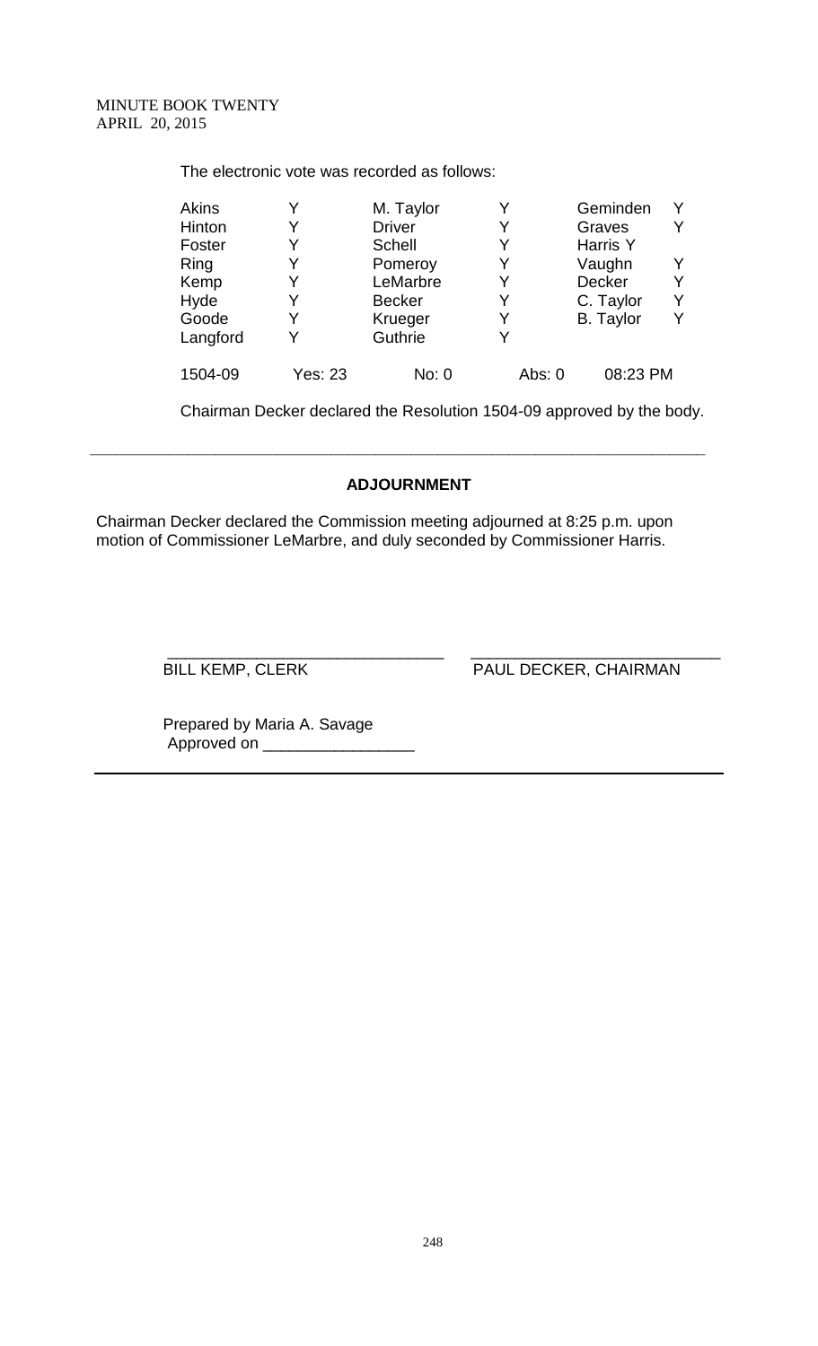The electronic vote was recorded as follows:

| | | | | | |
|---|---|---|---|---|---|
| Akins | Y | M. Taylor | Y | Geminden | Y |
| Hinton | Y | Driver | Y | Graves | Y |
| Foster | Y | Schell | Y | Harris Y | |
| Ring | Y | Pomeroy | Y | Vaughn | Y |
| Kemp | Y | LeMarbre | Y | Decker | Y |
| Hyde | Y | Becker | Y | C. Taylor | Y |
| Goode | Y | Krueger | Y | B. Taylor | Y |
| Langford | Y | Guthrie | Y | | |

1504-09 Yes: 23 No: 0 Abs: 0 08:23 PM

Chairman Decker declared the Resolution 1504-09 approved by the body.

---

**ADJOURNMENT**

Chairman Decker declared the Commission meeting adjourned at 8:25 p.m. upon motion of Commissioner LeMarbre, and duly seconded by Commissioner Harris.

\_\_\_\_\_\_\_\_\_\_\_\_\_\_\_\_\_\_\_\_\_\_\_\_\_\_\_\_\_\_ \_\_\_\_\_\_\_\_\_\_\_\_\_\_\_\_\_\_\_\_\_\_\_\_\_\_\_\_\_\_

BILL KEMP, CLERK PAUL DECKER, CHAIRMAN

Prepared by Maria A. Savage
Approved on \_\_\_\_\_\_\_\_\_\_\_\_\_\_\_\_\_